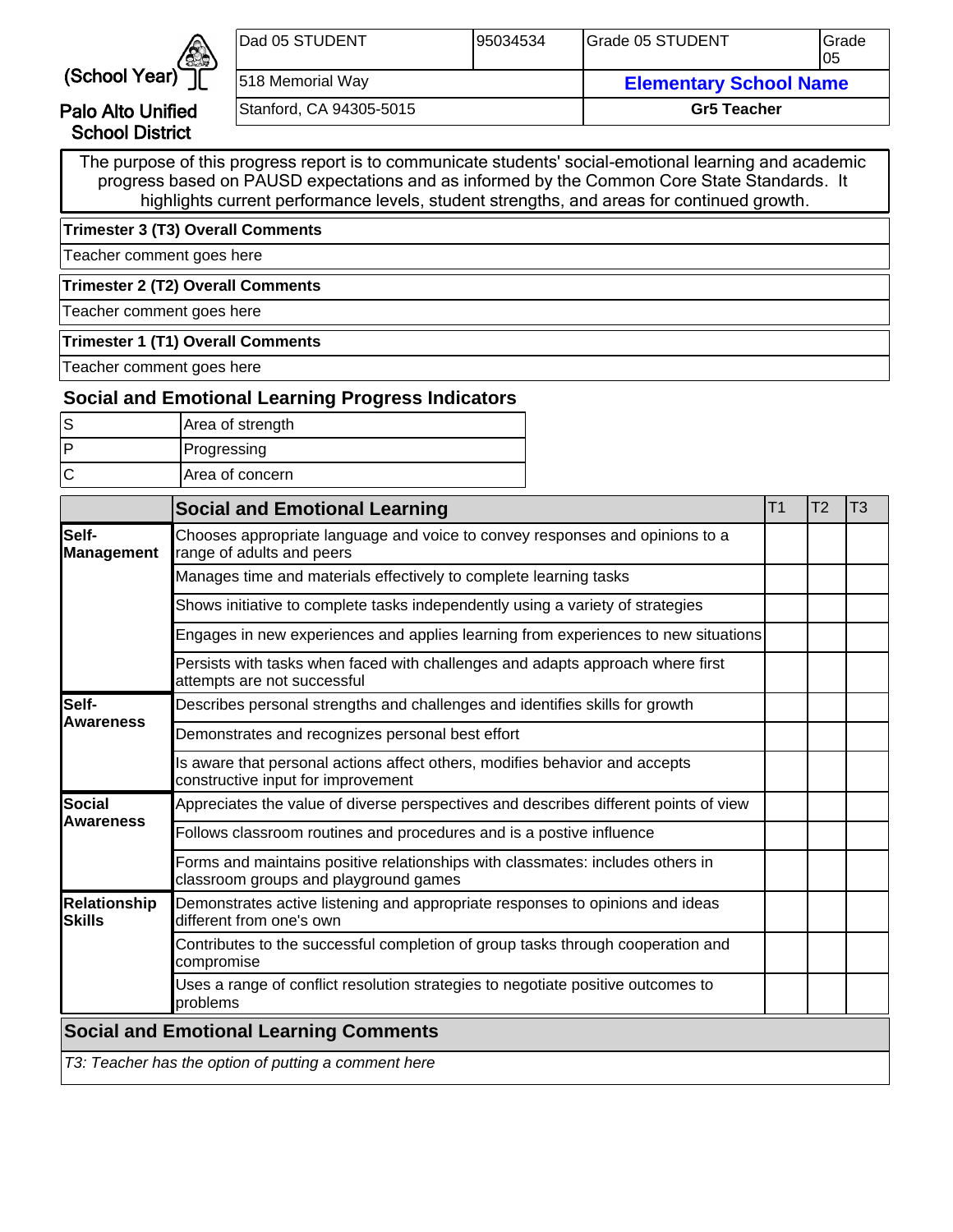(School Year)

Palo Alto Unified School District

| Dad 05 STUDENT | 95034534 | Grade 05 STUDENT | Grade 05 |
|---|---|---|---|
| 518 Memorial Way | | **Elementary School Name** | |
| Stanford, CA 94305-5015 | | **Gr5 Teacher** | |

The purpose of this progress report is to communicate students' social-emotional learning and academic progress based on PAUSD expectations and as informed by the Common Core State Standards. It highlights current performance levels, student strengths, and areas for continued growth.

**Trimester 3 (T3) Overall Comments**

Teacher comment goes here

**Trimester 2 (T2) Overall Comments**

Teacher comment goes here

**Trimester 1 (T1) Overall Comments**

Teacher comment goes here

## Social and Emotional Learning Progress Indicators

| | |
|---|---|
| S | Area of strength |
| P | Progressing |
| C | Area of concern |

| | Social and Emotional Learning | T1 | T2 | T3 |
|---|---|---|---|---|
| **Self-Management** | Chooses appropriate language and voice to convey responses and opinions to a range of adults and peers | | | |
| | Manages time and materials effectively to complete learning tasks | | | |
| | Shows initiative to complete tasks independently using a variety of strategies | | | |
| | Engages in new experiences and applies learning from experiences to new situations | | | |
| | Persists with tasks when faced with challenges and adapts approach where first attempts are not successful | | | |
| **Self-Awareness** | Describes personal strengths and challenges and identifies skills for growth | | | |
| | Demonstrates and recognizes personal best effort | | | |
| | Is aware that personal actions affect others, modifies behavior and accepts constructive input for improvement | | | |
| **Social Awareness** | Appreciates the value of diverse perspectives and describes different points of view | | | |
| | Follows classroom routines and procedures and is a postive influence | | | |
| | Forms and maintains positive relationships with classmates: includes others in classroom groups and playground games | | | |
| **Relationship Skills** | Demonstrates active listening and appropriate responses to opinions and ideas different from one's own | | | |
| | Contributes to the successful completion of group tasks through cooperation and compromise | | | |
| | Uses a range of conflict resolution strategies to negotiate positive outcomes to problems | | | |

**Social and Emotional Learning Comments**

*T3: Teacher has the option of putting a comment here*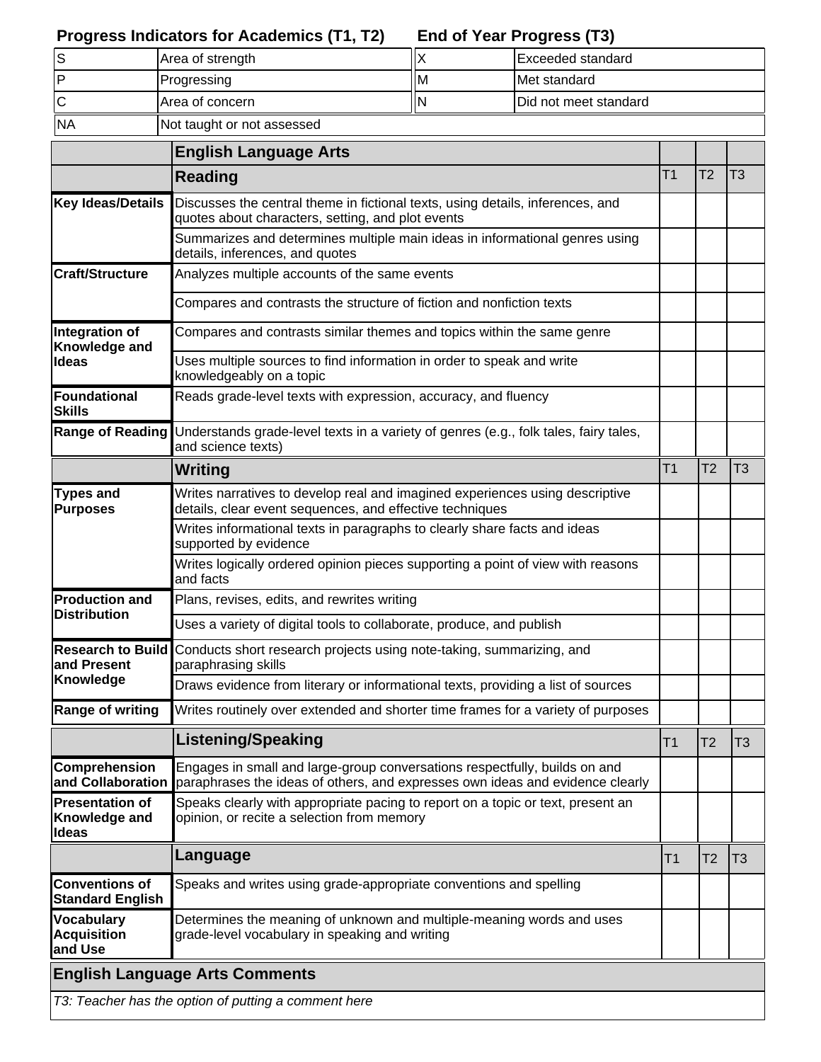| **Progress Indicators for Academics (T1, T2)** | | **End of Year Progress (T3)** | |
|---|---|---|---|
| S | Area of strength | X | Exceeded standard |
| P | Progressing | M | Met standard |
| C | Area of concern | N | Did not meet standard |
| NA | Not taught or not assessed | | |

| | **English Language Arts** | | | |
|---|---|---|---|---|
| | **Reading** | T1 | T2 | T3 |
| **Key Ideas/Details** | Discusses the central theme in fictional texts, using details, inferences, and quotes about characters, setting, and plot events | | | |
| | Summarizes and determines multiple main ideas in informational genres using details, inferences, and quotes | | | |
| **Craft/Structure** | Analyzes multiple accounts of the same events | | | |
| | Compares and contrasts the structure of fiction and nonfiction texts | | | |
| **Integration of Knowledge and Ideas** | Compares and contrasts similar themes and topics within the same genre | | | |
| | Uses multiple sources to find information in order to speak and write knowledgeably on a topic | | | |
| **Foundational Skills** | Reads grade-level texts with expression, accuracy, and fluency | | | |
| **Range of Reading** | Understands grade-level texts in a variety of genres (e.g., folk tales, fairy tales, and science texts) | | | |
| | **Writing** | T1 | T2 | T3 |
| **Types and Purposes** | Writes narratives to develop real and imagined experiences using descriptive details, clear event sequences, and effective techniques | | | |
| | Writes informational texts in paragraphs to clearly share facts and ideas supported by evidence | | | |
| | Writes logically ordered opinion pieces supporting a point of view with reasons and facts | | | |
| **Production and Distribution** | Plans, revises, edits, and rewrites writing | | | |
| | Uses a variety of digital tools to collaborate, produce, and publish | | | |
| **Research to Build and Present Knowledge** | Conducts short research projects using note-taking, summarizing, and paraphrasing skills | | | |
| | Draws evidence from literary or informational texts, providing a list of sources | | | |
| **Range of writing** | Writes routinely over extended and shorter time frames for a variety of purposes | | | |
| | **Listening/Speaking** | T1 | T2 | T3 |
| **Comprehension and Collaboration** | Engages in small and large-group conversations respectfully, builds on and paraphrases the ideas of others, and expresses own ideas and evidence clearly | | | |
| **Presentation of Knowledge and Ideas** | Speaks clearly with appropriate pacing to report on a topic or text, present an opinion, or recite a selection from memory | | | |
| | **Language** | T1 | T2 | T3 |
| **Conventions of Standard English** | Speaks and writes using grade-appropriate conventions and spelling | | | |
| **Vocabulary Acquisition and Use** | Determines the meaning of unknown and multiple-meaning words and uses grade-level vocabulary in speaking and writing | | | |

**English Language Arts Comments**

*T3: Teacher has the option of putting a comment here*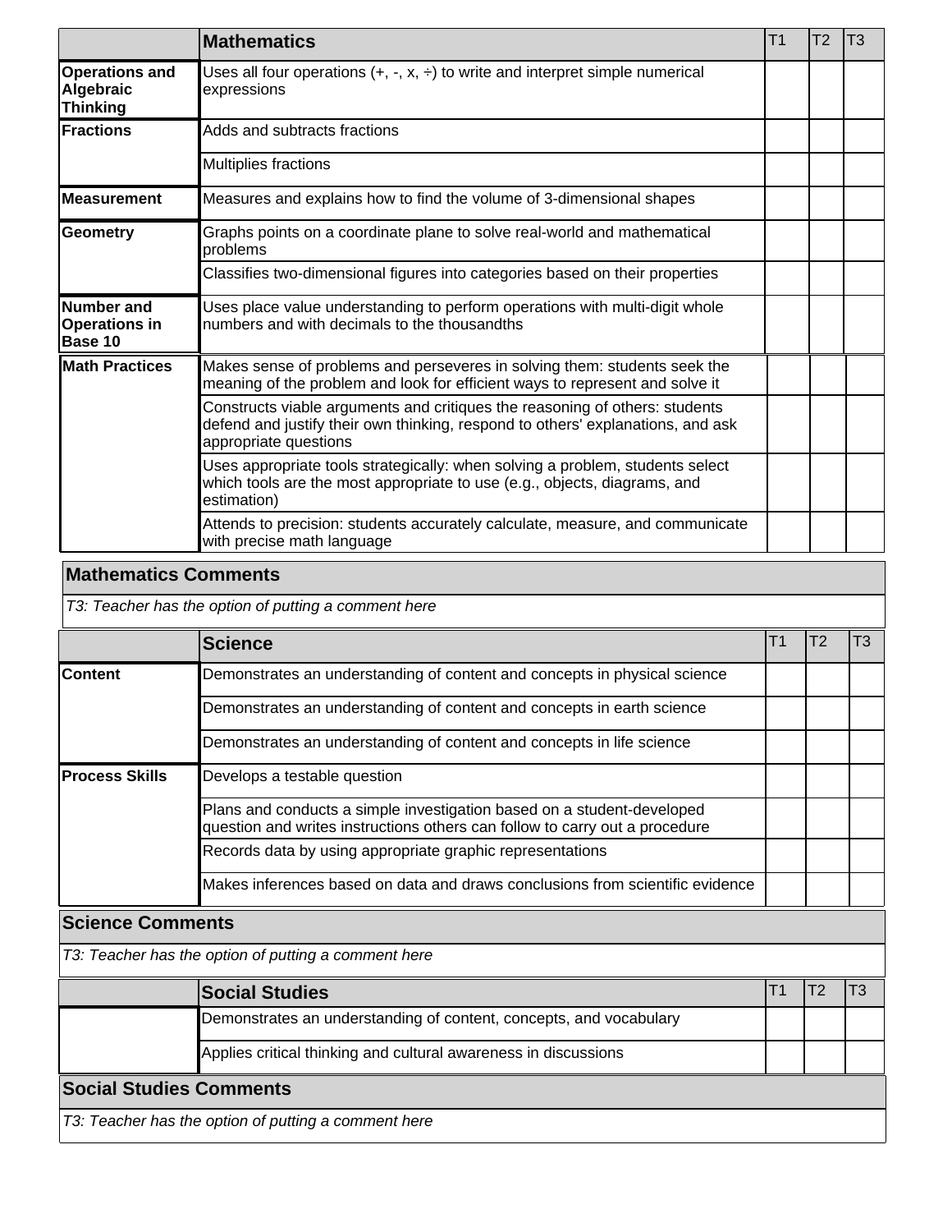| | Mathematics | T1 | T2 | T3 |
|---|---|---|---|---|
| **Operations and Algebraic Thinking** | Uses all four operations (+, -, x, ÷) to write and interpret simple numerical expressions | | | |
| **Fractions** | Adds and subtracts fractions | | | |
| | Multiplies fractions | | | |
| **Measurement** | Measures and explains how to find the volume of 3-dimensional shapes | | | |
| **Geometry** | Graphs points on a coordinate plane to solve real-world and mathematical problems | | | |
| | Classifies two-dimensional figures into categories based on their properties | | | |
| **Number and Operations in Base 10** | Uses place value understanding to perform operations with multi-digit whole numbers and with decimals to the thousandths | | | |
| **Math Practices** | Makes sense of problems and perseveres in solving them: students seek the meaning of the problem and look for efficient ways to represent and solve it | | | |
| | Constructs viable arguments and critiques the reasoning of others: students defend and justify their own thinking, respond to others' explanations, and ask appropriate questions | | | |
| | Uses appropriate tools strategically: when solving a problem, students select which tools are the most appropriate to use (e.g., objects, diagrams, and estimation) | | | |
| | Attends to precision: students accurately calculate, measure, and communicate with precise math language | | | |

**Mathematics Comments**

*T3: Teacher has the option of putting a comment here*

| | Science | T1 | T2 | T3 |
|---|---|---|---|---|
| **Content** | Demonstrates an understanding of content and concepts in physical science | | | |
| | Demonstrates an understanding of content and concepts in earth science | | | |
| | Demonstrates an understanding of content and concepts in life science | | | |
| **Process Skills** | Develops a testable question | | | |
| | Plans and conducts a simple investigation based on a student-developed question and writes instructions others can follow to carry out a procedure | | | |
| | Records data by using appropriate graphic representations | | | |
| | Makes inferences based on data and draws conclusions from scientific evidence | | | |

**Science Comments**

*T3: Teacher has the option of putting a comment here*

| | Social Studies | T1 | T2 | T3 |
|---|---|---|---|---|
| | Demonstrates an understanding of content, concepts, and vocabulary | | | |
| | Applies critical thinking and cultural awareness in discussions | | | |

**Social Studies Comments**

*T3: Teacher has the option of putting a comment here*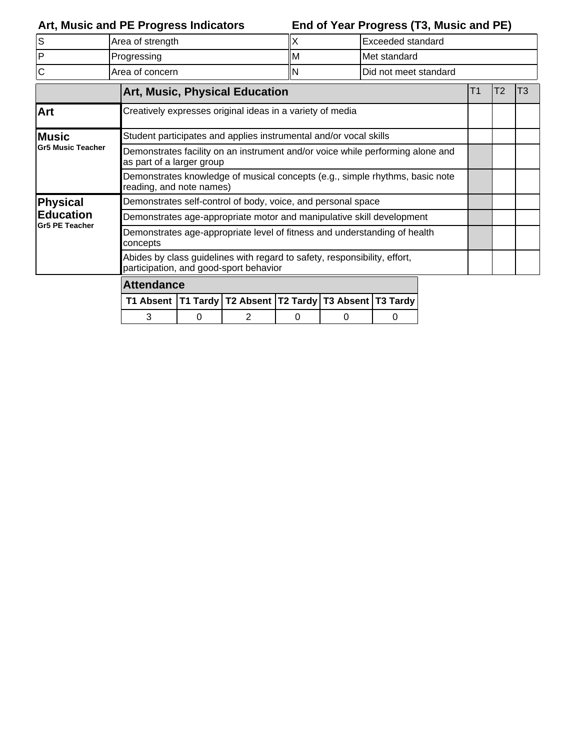| Art, Music and PE Progress Indicators | | End of Year Progress (T3, Music and PE) | |
|---|---|---|---|
| S | Area of strength | X | Exceeded standard |
| P | Progressing | M | Met standard |
| C | Area of concern | N | Did not meet standard |

| | Art, Music, Physical Education | T1 | T2 | T3 |
|---|---|---|---|---|
| **Art** | Creatively expresses original ideas in a variety of media | | | |
| **Music** Gr5 Music Teacher | Student participates and applies instrumental and/or vocal skills | | | |
| | Demonstrates facility on an instrument and/or voice while performing alone and as part of a larger group | | | |
| | Demonstrates knowledge of musical concepts (e.g., simple rhythms, basic note reading, and note names) | | | |
| **Physical Education** Gr5 PE Teacher | Demonstrates self-control of body, voice, and personal space | | | |
| | Demonstrates age-appropriate motor and manipulative skill development | | | |
| | Demonstrates age-appropriate level of fitness and understanding of health concepts | | | |
| | Abides by class guidelines with regard to safety, responsibility, effort, participation, and good-sport behavior | | | |

**Attendance**

| T1 Absent | T1 Tardy | T2 Absent | T2 Tardy | T3 Absent | T3 Tardy |
|---|---|---|---|---|---|
| 3 | 0 | 2 | 0 | 0 | 0 |